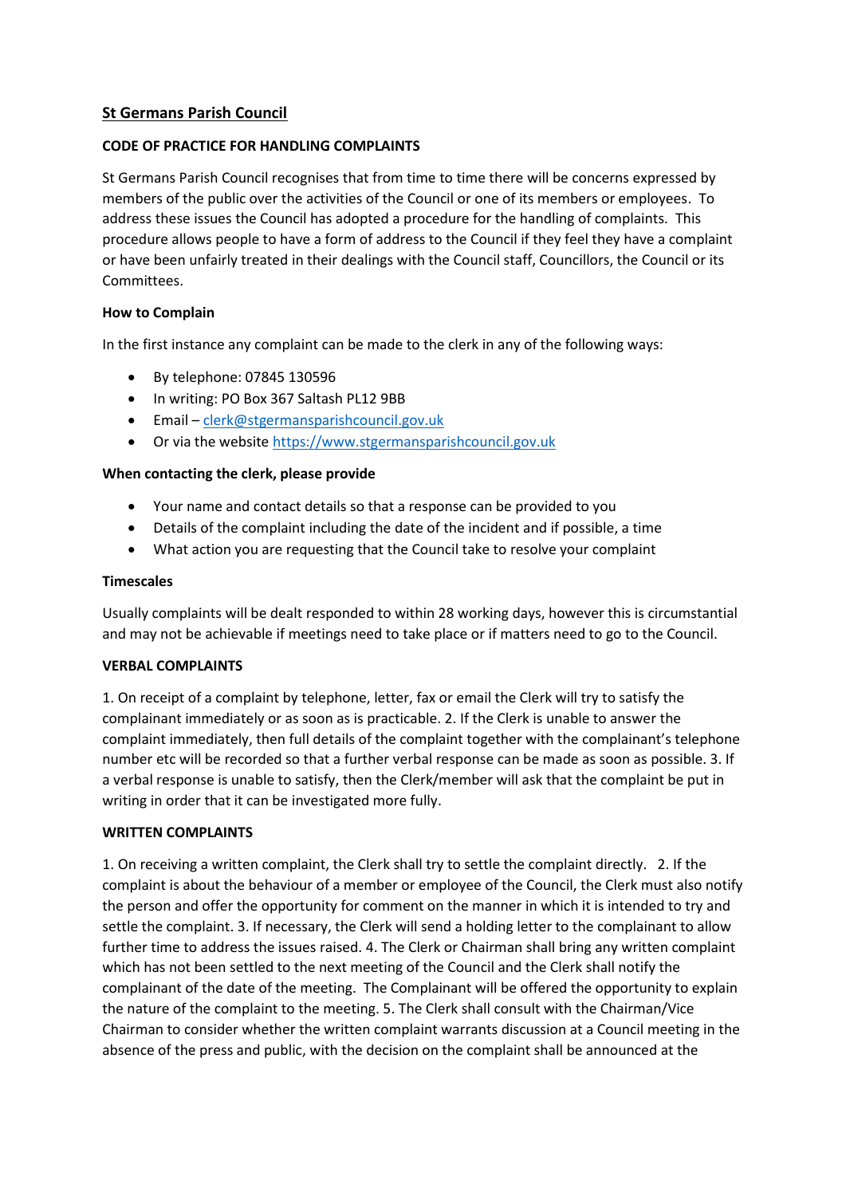# St Germans Parish Council

## CODE OF PRACTICE FOR HANDLING COMPLAINTS

St Germans Parish Council recognises that from time to time there will be concerns expressed by members of the public over the activities of the Council or one of its members or employees. To address these issues the Council has adopted a procedure for the handling of complaints. This procedure allows people to have a form of address to the Council if they feel they have a complaint or have been unfairly treated in their dealings with the Council staff, Councillors, the Council or its Committees.

### How to Complain

In the first instance any complaint can be made to the clerk in any of the following ways:

- By telephone: 07845 130596
- In writing: PO Box 367 Saltash PL12 9BB
- Email – clerk@stgermansparishcouncil.gov.uk
- Or via the website https://www.stgermansparishcouncil.gov.uk

### When contacting the clerk, please provide

- Your name and contact details so that a response can be provided to you
- Details of the complaint including the date of the incident and if possible, a time
- What action you are requesting that the Council take to resolve your complaint

### Timescales

Usually complaints will be dealt responded to within 28 working days, however this is circumstantial and may not be achievable if meetings need to take place or if matters need to go to the Council.

### VERBAL COMPLAINTS

1. On receipt of a complaint by telephone, letter, fax or email the Clerk will try to satisfy the complainant immediately or as soon as is practicable. 2. If the Clerk is unable to answer the complaint immediately, then full details of the complaint together with the complainant's telephone number etc will be recorded so that a further verbal response can be made as soon as possible. 3. If a verbal response is unable to satisfy, then the Clerk/member will ask that the complaint be put in writing in order that it can be investigated more fully.

### WRITTEN COMPLAINTS

1. On receiving a written complaint, the Clerk shall try to settle the complaint directly. 2. If the complaint is about the behaviour of a member or employee of the Council, the Clerk must also notify the person and offer the opportunity for comment on the manner in which it is intended to try and settle the complaint. 3. If necessary, the Clerk will send a holding letter to the complainant to allow further time to address the issues raised. 4. The Clerk or Chairman shall bring any written complaint which has not been settled to the next meeting of the Council and the Clerk shall notify the complainant of the date of the meeting. The Complainant will be offered the opportunity to explain the nature of the complaint to the meeting. 5. The Clerk shall consult with the Chairman/Vice Chairman to consider whether the written complaint warrants discussion at a Council meeting in the absence of the press and public, with the decision on the complaint shall be announced at the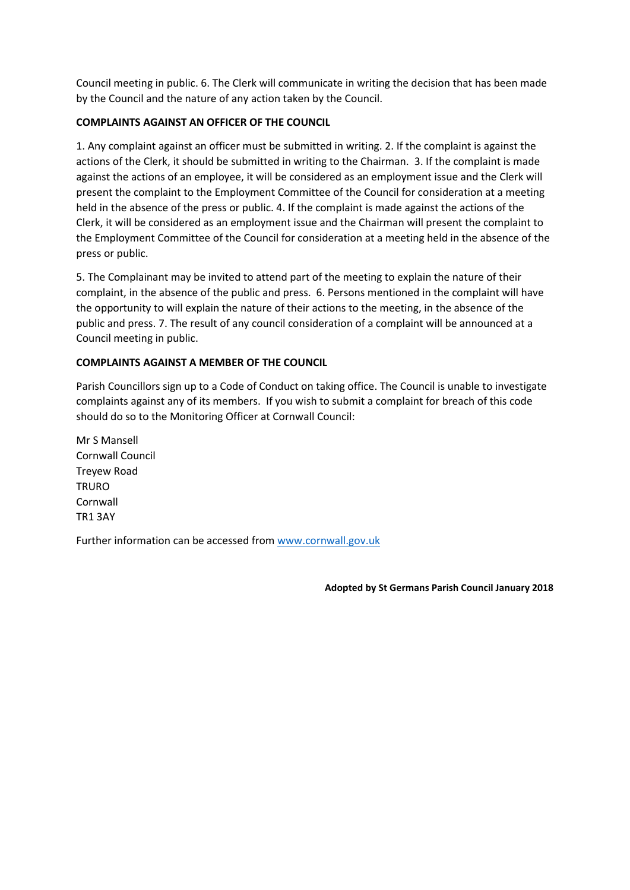Council meeting in public. 6. The Clerk will communicate in writing the decision that has been made by the Council and the nature of any action taken by the Council.

**COMPLAINTS AGAINST AN OFFICER OF THE COUNCIL**

1. Any complaint against an officer must be submitted in writing. 2. If the complaint is against the actions of the Clerk, it should be submitted in writing to the Chairman. 3. If the complaint is made against the actions of an employee, it will be considered as an employment issue and the Clerk will present the complaint to the Employment Committee of the Council for consideration at a meeting held in the absence of the press or public. 4. If the complaint is made against the actions of the Clerk, it will be considered as an employment issue and the Chairman will present the complaint to the Employment Committee of the Council for consideration at a meeting held in the absence of the press or public.

5. The Complainant may be invited to attend part of the meeting to explain the nature of their complaint, in the absence of the public and press. 6. Persons mentioned in the complaint will have the opportunity to will explain the nature of their actions to the meeting, in the absence of the public and press. 7. The result of any council consideration of a complaint will be announced at a Council meeting in public.

**COMPLAINTS AGAINST A MEMBER OF THE COUNCIL**

Parish Councillors sign up to a Code of Conduct on taking office. The Council is unable to investigate complaints against any of its members. If you wish to submit a complaint for breach of this code should do so to the Monitoring Officer at Cornwall Council:

Mr S Mansell
Cornwall Council
Treyew Road
TRURO
Cornwall
TR1 3AY

Further information can be accessed from [www.cornwall.gov.uk](http://www.cornwall.gov.uk)

**Adopted by St Germans Parish Council January 2018**